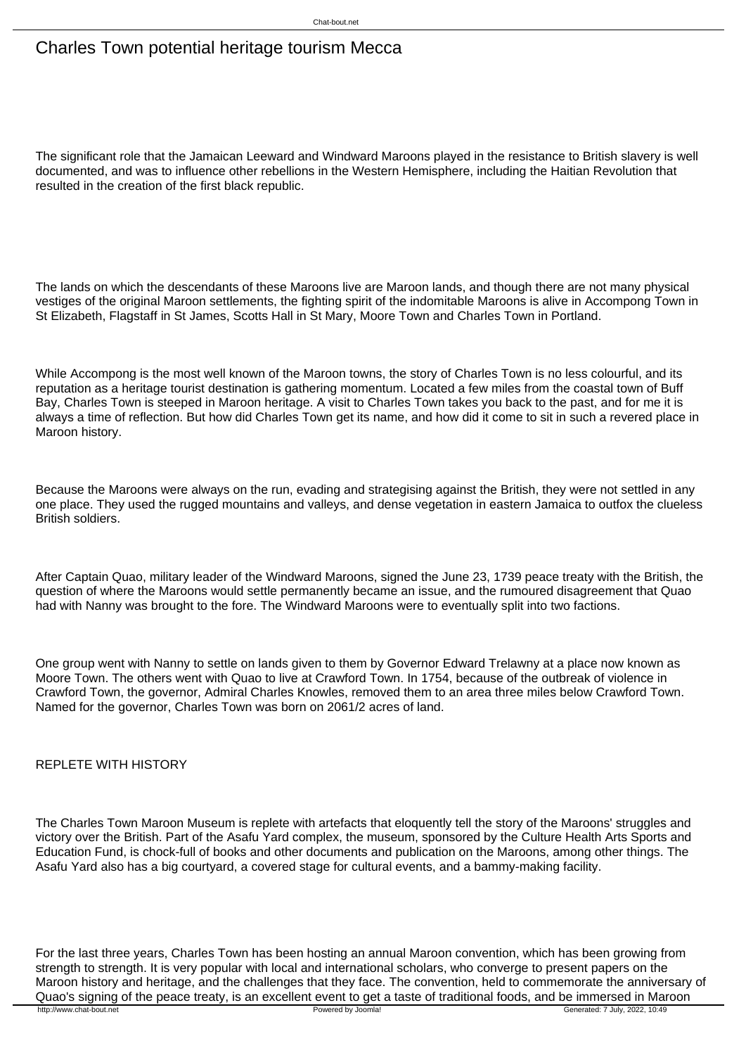# Charles Town potential heritage tourism Mecca

The significant role that the Jamaican Leeward and Windward Maroons played in the resistance to British slavery is well documented, and was to influence other rebellions in the Western Hemisphere, including the Haitian Revolution that resulted in the creation of the first black republic.

The lands on which the descendants of these Maroons live are Maroon lands, and though there are not many physical vestiges of the original Maroon settlements, the fighting spirit of the indomitable Maroons is alive in Accompong Town in St Elizabeth, Flagstaff in St James, Scotts Hall in St Mary, Moore Town and Charles Town in Portland.

While Accompong is the most well known of the Maroon towns, the story of Charles Town is no less colourful, and its reputation as a heritage tourist destination is gathering momentum. Located a few miles from the coastal town of Buff Bay, Charles Town is steeped in Maroon heritage. A visit to Charles Town takes you back to the past, and for me it is always a time of reflection. But how did Charles Town get its name, and how did it come to sit in such a revered place in Maroon history.

Because the Maroons were always on the run, evading and strategising against the British, they were not settled in any one place. They used the rugged mountains and valleys, and dense vegetation in eastern Jamaica to outfox the clueless British soldiers.

After Captain Quao, military leader of the Windward Maroons, signed the June 23, 1739 peace treaty with the British, the question of where the Maroons would settle permanently became an issue, and the rumoured disagreement that Quao had with Nanny was brought to the fore. The Windward Maroons were to eventually split into two factions.

One group went with Nanny to settle on lands given to them by Governor Edward Trelawny at a place now known as Moore Town. The others went with Quao to live at Crawford Town. In 1754, because of the outbreak of violence in Crawford Town, the governor, Admiral Charles Knowles, removed them to an area three miles below Crawford Town. Named for the governor, Charles Town was born on 2061/2 acres of land.

REPLETE WITH HISTORY

The Charles Town Maroon Museum is replete with artefacts that eloquently tell the story of the Maroons' struggles and victory over the British. Part of the Asafu Yard complex, the museum, sponsored by the Culture Health Arts Sports and Education Fund, is chock-full of books and other documents and publication on the Maroons, among other things. The Asafu Yard also has a big courtyard, a covered stage for cultural events, and a bammy-making facility.

For the last three years, Charles Town has been hosting an annual Maroon convention, which has been growing from strength to strength. It is very popular with local and international scholars, who converge to present papers on the Maroon history and heritage, and the challenges that they face. The convention, held to commemorate the anniversary of Quao's signing of the peace treaty, is an excellent event to get a taste of traditional foods, and be immersed in Maroon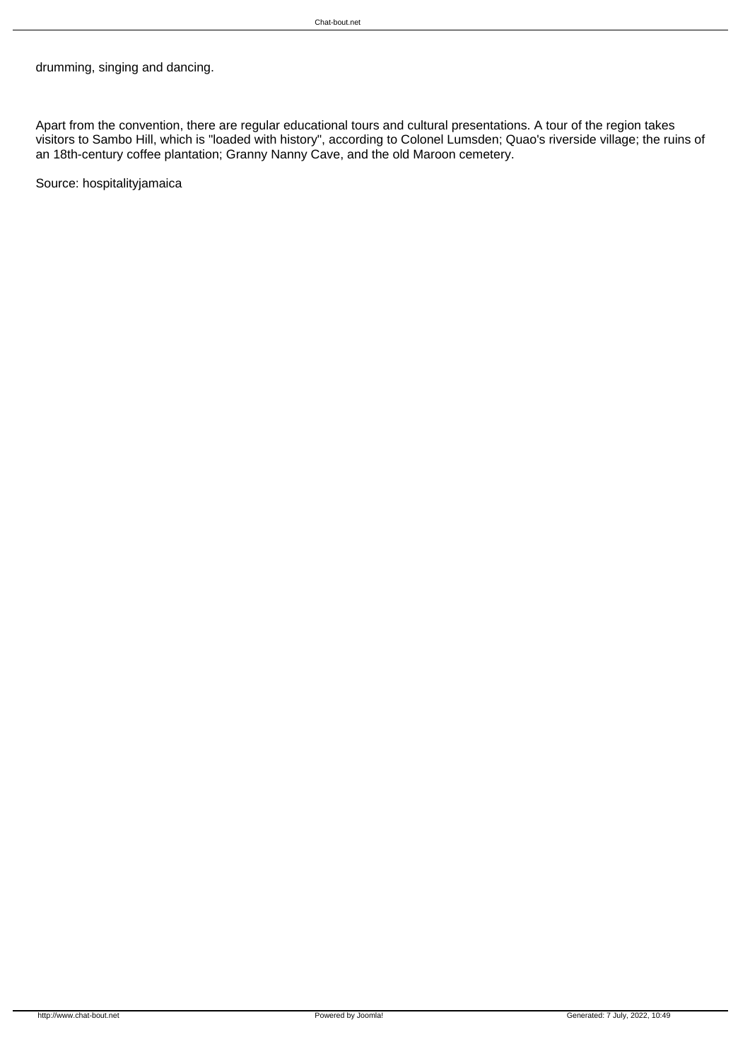drumming, singing and dancing.

Apart from the convention, there are regular educational tours and cultural presentations. A tour of the region takes visitors to Sambo Hill, which is "loaded with history", according to Colonel Lumsden; Quao's riverside village; the ruins of an 18th-century coffee plantation; Granny Nanny Cave, and the old Maroon cemetery.

Source: hospitalityjamaica